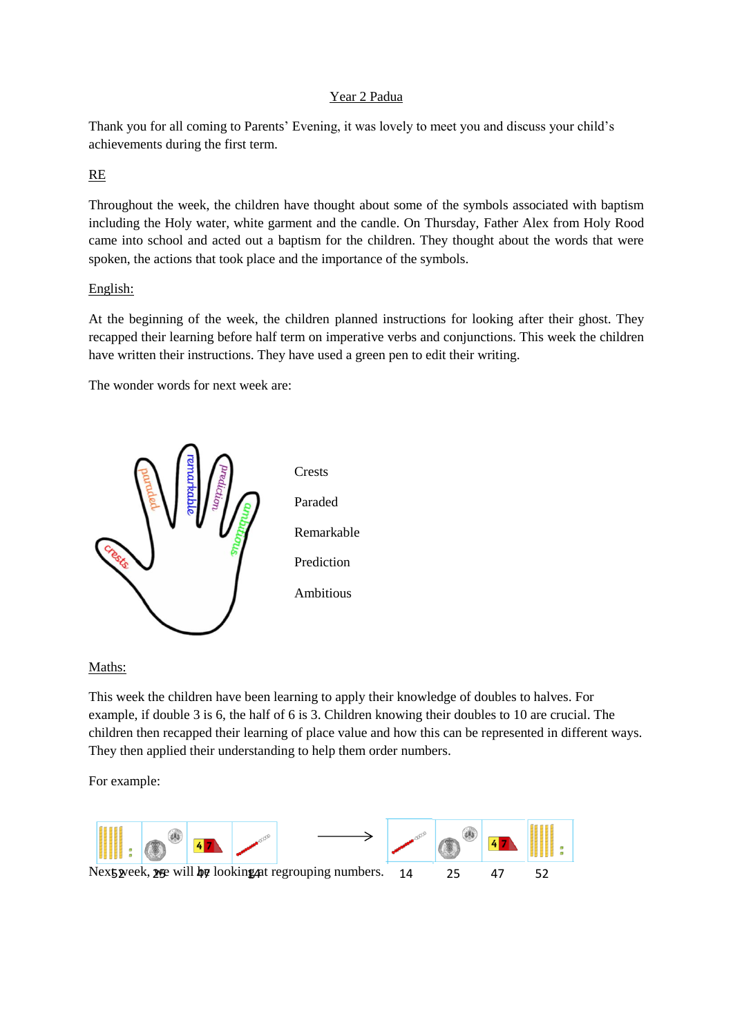<u>Year 2 Padua</u>

Thank you for all coming to Parents' Evening, it was lovely to meet you and discuss your child's achievements during the first term.

<u>RE</u>

Throughout the week, the children have thought about some of the symbols associated with baptism including the Holy water, white garment and the candle. On Thursday, Father Alex from Holy Rood came into school and acted out a baptism for the children. They thought about the words that were spoken, the actions that took place and the importance of the symbols.

<u>English:</u>

At the beginning of the week, the children planned instructions for looking after their ghost. They recapped their learning before half term on imperative verbs and conjunctions. This week the children have written their instructions. They have used a green pen to edit their writing.

The wonder words for next week are:

Crests

Paraded

Remarkable

Prediction

Ambitious

<u>Maths:</u>

This week the children have been learning to apply their knowledge of doubles to halves. For example, if double 3 is 6, the half of 6 is 3. Children knowing their doubles to 10 are crucial. The children then recapped their learning of place value and how this can be represented in different ways. They then applied their understanding to help them order numbers.

For example:

52 25 47 14 → 14 25 47 52

Next week, we will be looking at regrouping numbers.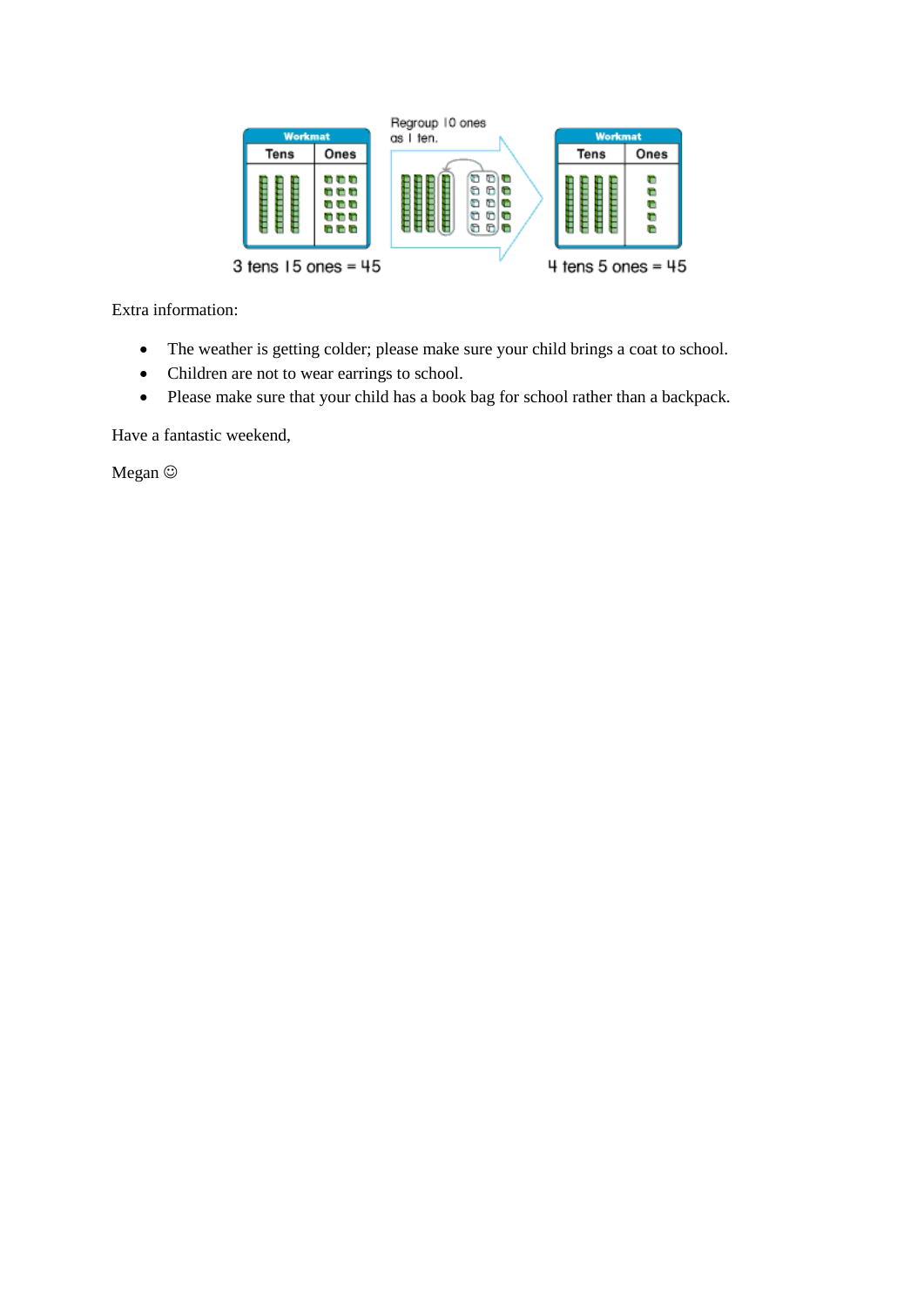Workmat

| Tens | Ones |
| --- | --- |

3 tens 15 ones = 45

Regroup 10 ones as 1 ten.

Workmat

| Tens | Ones |
| --- | --- |

4 tens 5 ones = 45

Extra information:

- The weather is getting colder; please make sure your child brings a coat to school.
- Children are not to wear earrings to school.
- Please make sure that your child has a book bag for school rather than a backpack.

Have a fantastic weekend,

Megan ☺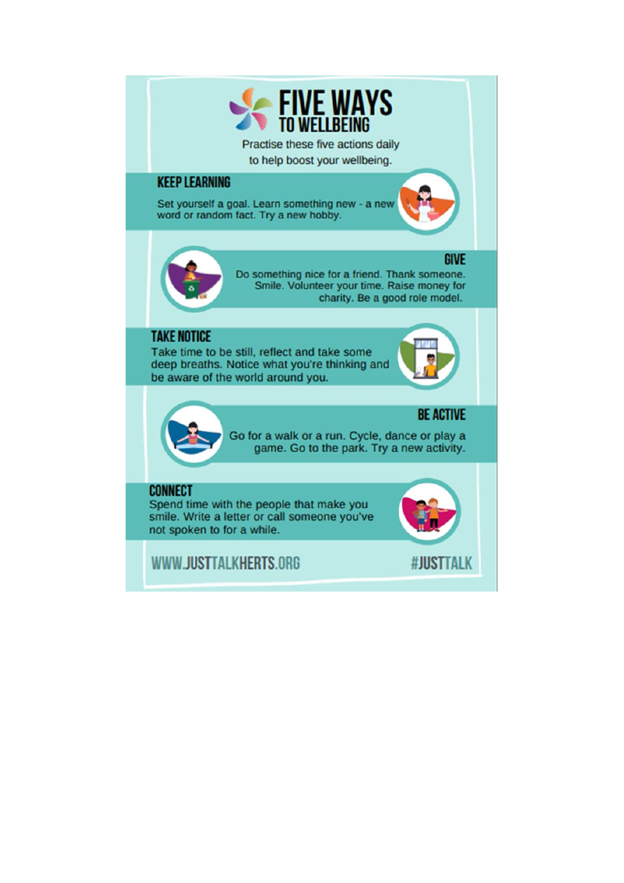# FIVE WAYS TO WELLBEING

Practise these five actions daily to help boost your wellbeing.

## KEEP LEARNING

Set yourself a goal. Learn something new - a new word or random fact. Try a new hobby.

## GIVE

Do something nice for a friend. Thank someone. Smile. Volunteer your time. Raise money for charity. Be a good role model.

## TAKE NOTICE

Take time to be still, reflect and take some deep breaths. Notice what you're thinking and be aware of the world around you.

## BE ACTIVE

Go for a walk or a run. Cycle, dance or play a game. Go to the park. Try a new activity.

## CONNECT

Spend time with the people that make you smile. Write a letter or call someone you've not spoken to for a while.

WWW.JUSTTALKHERTS.ORG

#JUSTTALK